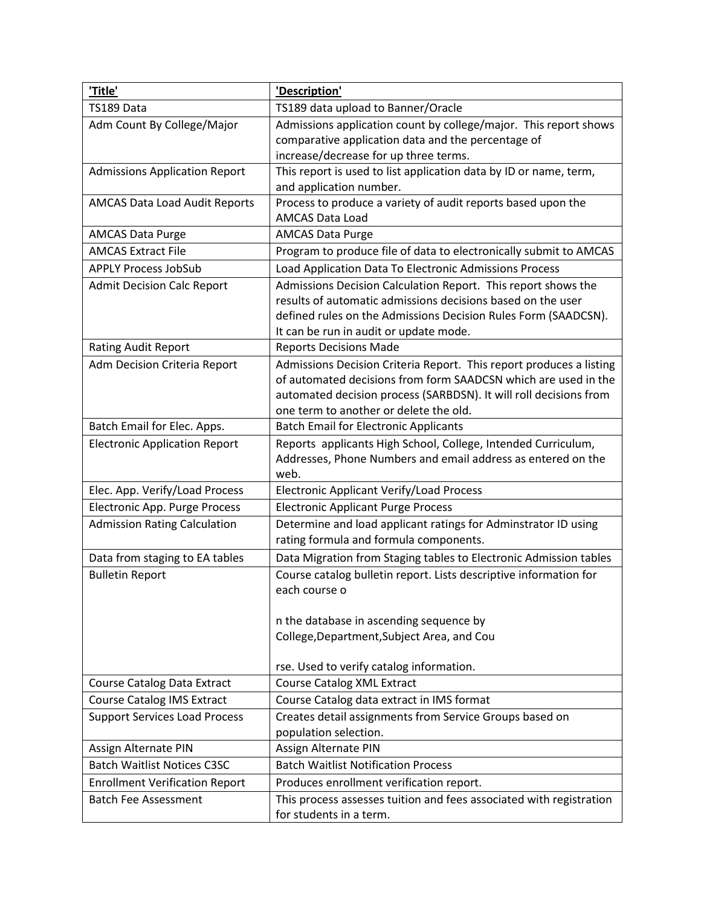| 'Title' | 'Description' |
|---|---|
| TS189 Data | TS189 data upload to Banner/Oracle |
| Adm Count By College/Major | Admissions application count by college/major. This report shows comparative application data and the percentage of increase/decrease for up three terms. |
| Admissions Application Report | This report is used to list application data by ID or name, term, and application number. |
| AMCAS Data Load Audit Reports | Process to produce a variety of audit reports based upon the AMCAS Data Load |
| AMCAS Data Purge | AMCAS Data Purge |
| AMCAS Extract File | Program to produce file of data to electronically submit to AMCAS |
| APPLY Process JobSub | Load Application Data To Electronic Admissions Process |
| Admit Decision Calc Report | Admissions Decision Calculation Report. This report shows the results of automatic admissions decisions based on the user defined rules on the Admissions Decision Rules Form (SAADCSN). It can be run in audit or update mode. |
| Rating Audit Report | Reports Decisions Made |
| Adm Decision Criteria Report | Admissions Decision Criteria Report. This report produces a listing of automated decisions from form SAADCSN which are used in the automated decision process (SARBDSN). It will roll decisions from one term to another or delete the old. |
| Batch Email for Elec. Apps. | Batch Email for Electronic Applicants |
| Electronic Application Report | Reports applicants High School, College, Intended Curriculum, Addresses, Phone Numbers and email address as entered on the web. |
| Elec. App. Verify/Load Process | Electronic Applicant Verify/Load Process |
| Electronic App. Purge Process | Electronic Applicant Purge Process |
| Admission Rating Calculation | Determine and load applicant ratings for Adminstrator ID using rating formula and formula components. |
| Data from staging to EA tables | Data Migration from Staging tables to Electronic Admission tables |
| Bulletin Report | Course catalog bulletin report. Lists descriptive information for each course o<br><br>n the database in ascending sequence by College,Department,Subject Area, and Cou<br><br>rse. Used to verify catalog information. |
| Course Catalog Data Extract | Course Catalog XML Extract |
| Course Catalog IMS Extract | Course Catalog data extract in IMS format |
| Support Services Load Process | Creates detail assignments from Service Groups based on population selection. |
| Assign Alternate PIN | Assign Alternate PIN |
| Batch Waitlist Notices C3SC | Batch Waitlist Notification Process |
| Enrollment Verification Report | Produces enrollment verification report. |
| Batch Fee Assessment | This process assesses tuition and fees associated with registration for students in a term. |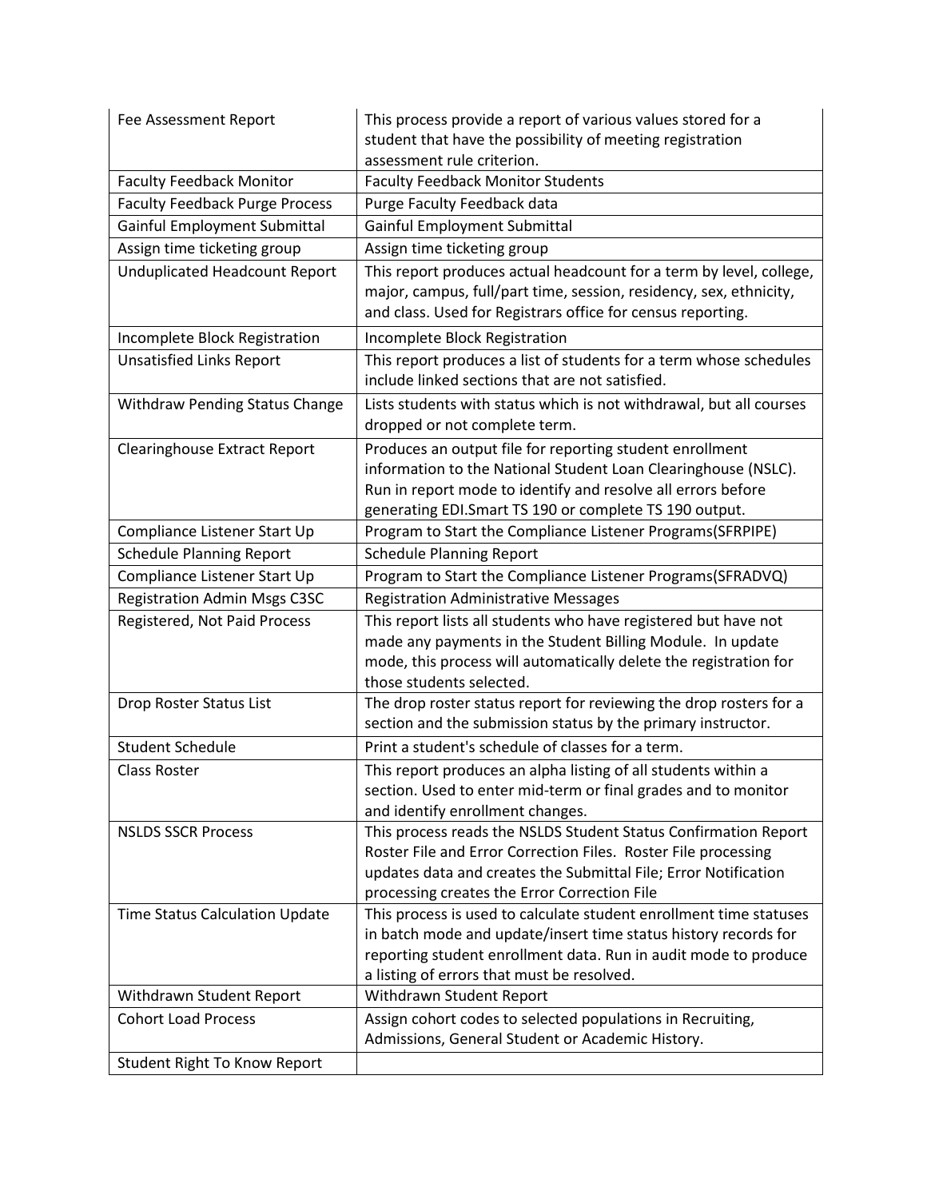| Fee Assessment Report | This process provide a report of various values stored for a student that have the possibility of meeting registration assessment rule criterion. |
|---|---|
| Faculty Feedback Monitor | Faculty Feedback Monitor Students |
| Faculty Feedback Purge Process | Purge Faculty Feedback data |
| Gainful Employment Submittal | Gainful Employment Submittal |
| Assign time ticketing group | Assign time ticketing group |
| Unduplicated Headcount Report | This report produces actual headcount for a term by level, college, major, campus, full/part time, session, residency, sex, ethnicity, and class. Used for Registrars office for census reporting. |
| Incomplete Block Registration | Incomplete Block Registration |
| Unsatisfied Links Report | This report produces a list of students for a term whose schedules include linked sections that are not satisfied. |
| Withdraw Pending Status Change | Lists students with status which is not withdrawal, but all courses dropped or not complete term. |
| Clearinghouse Extract Report | Produces an output file for reporting student enrollment information to the National Student Loan Clearinghouse (NSLC). Run in report mode to identify and resolve all errors before generating EDI.Smart TS 190 or complete TS 190 output. |
| Compliance Listener Start Up | Program to Start the Compliance Listener Programs(SFRPIPE) |
| Schedule Planning Report | Schedule Planning Report |
| Compliance Listener Start Up | Program to Start the Compliance Listener Programs(SFRADVQ) |
| Registration Admin Msgs C3SC | Registration Administrative Messages |
| Registered, Not Paid Process | This report lists all students who have registered but have not made any payments in the Student Billing Module. In update mode, this process will automatically delete the registration for those students selected. |
| Drop Roster Status List | The drop roster status report for reviewing the drop rosters for a section and the submission status by the primary instructor. |
| Student Schedule | Print a student's schedule of classes for a term. |
| Class Roster | This report produces an alpha listing of all students within a section. Used to enter mid-term or final grades and to monitor and identify enrollment changes. |
| NSLDS SSCR Process | This process reads the NSLDS Student Status Confirmation Report Roster File and Error Correction Files. Roster File processing updates data and creates the Submittal File; Error Notification processing creates the Error Correction File |
| Time Status Calculation Update | This process is used to calculate student enrollment time statuses in batch mode and update/insert time status history records for reporting student enrollment data. Run in audit mode to produce a listing of errors that must be resolved. |
| Withdrawn Student Report | Withdrawn Student Report |
| Cohort Load Process | Assign cohort codes to selected populations in Recruiting, Admissions, General Student or Academic History. |
| Student Right To Know Report | |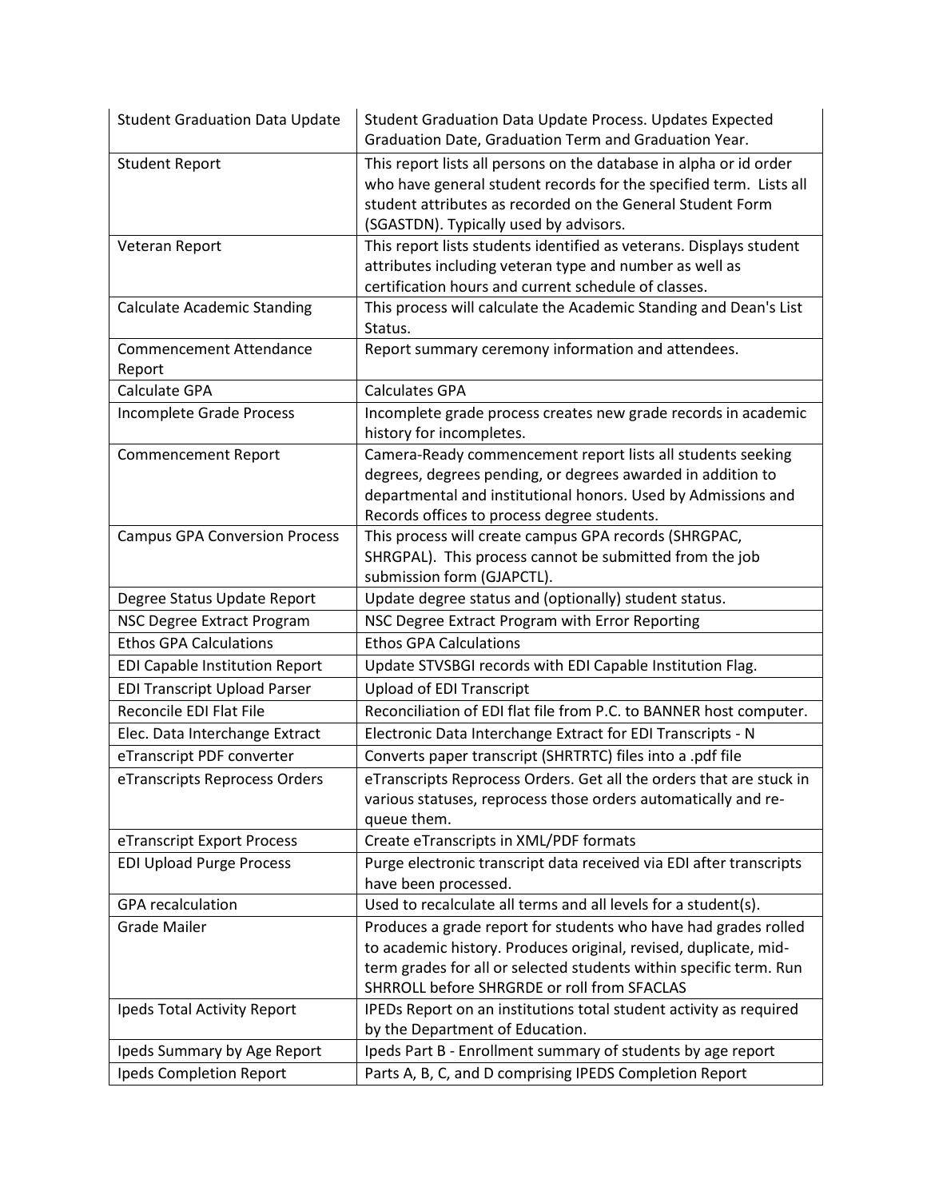| | |
|---|---|
| Student Graduation Data Update | Student Graduation Data Update Process. Updates Expected Graduation Date, Graduation Term and Graduation Year. |
| Student Report | This report lists all persons on the database in alpha or id order who have general student records for the specified term. Lists all student attributes as recorded on the General Student Form (SGASTDN). Typically used by advisors. |
| Veteran Report | This report lists students identified as veterans. Displays student attributes including veteran type and number as well as certification hours and current schedule of classes. |
| Calculate Academic Standing | This process will calculate the Academic Standing and Dean's List Status. |
| Commencement Attendance Report | Report summary ceremony information and attendees. |
| Calculate GPA | Calculates GPA |
| Incomplete Grade Process | Incomplete grade process creates new grade records in academic history for incompletes. |
| Commencement Report | Camera-Ready commencement report lists all students seeking degrees, degrees pending, or degrees awarded in addition to departmental and institutional honors. Used by Admissions and Records offices to process degree students. |
| Campus GPA Conversion Process | This process will create campus GPA records (SHRGPAC, SHRGPAL). This process cannot be submitted from the job submission form (GJAPCTL). |
| Degree Status Update Report | Update degree status and (optionally) student status. |
| NSC Degree Extract Program | NSC Degree Extract Program with Error Reporting |
| Ethos GPA Calculations | Ethos GPA Calculations |
| EDI Capable Institution Report | Update STVSBGI records with EDI Capable Institution Flag. |
| EDI Transcript Upload Parser | Upload of EDI Transcript |
| Reconcile EDI Flat File | Reconciliation of EDI flat file from P.C. to BANNER host computer. |
| Elec. Data Interchange Extract | Electronic Data Interchange Extract for EDI Transcripts - N |
| eTranscript PDF converter | Converts paper transcript (SHRTRTC) files into a .pdf file |
| eTranscripts Reprocess Orders | eTranscripts Reprocess Orders. Get all the orders that are stuck in various statuses, reprocess those orders automatically and re-queue them. |
| eTranscript Export Process | Create eTranscripts in XML/PDF formats |
| EDI Upload Purge Process | Purge electronic transcript data received via EDI after transcripts have been processed. |
| GPA recalculation | Used to recalculate all terms and all levels for a student(s). |
| Grade Mailer | Produces a grade report for students who have had grades rolled to academic history. Produces original, revised, duplicate, mid-term grades for all or selected students within specific term. Run SHRROLL before SHRGRDE or roll from SFACLAS |
| Ipeds Total Activity Report | IPEDs Report on an institutions total student activity as required by the Department of Education. |
| Ipeds Summary by Age Report | Ipeds Part B - Enrollment summary of students by age report |
| Ipeds Completion Report | Parts A, B, C, and D comprising IPEDS Completion Report |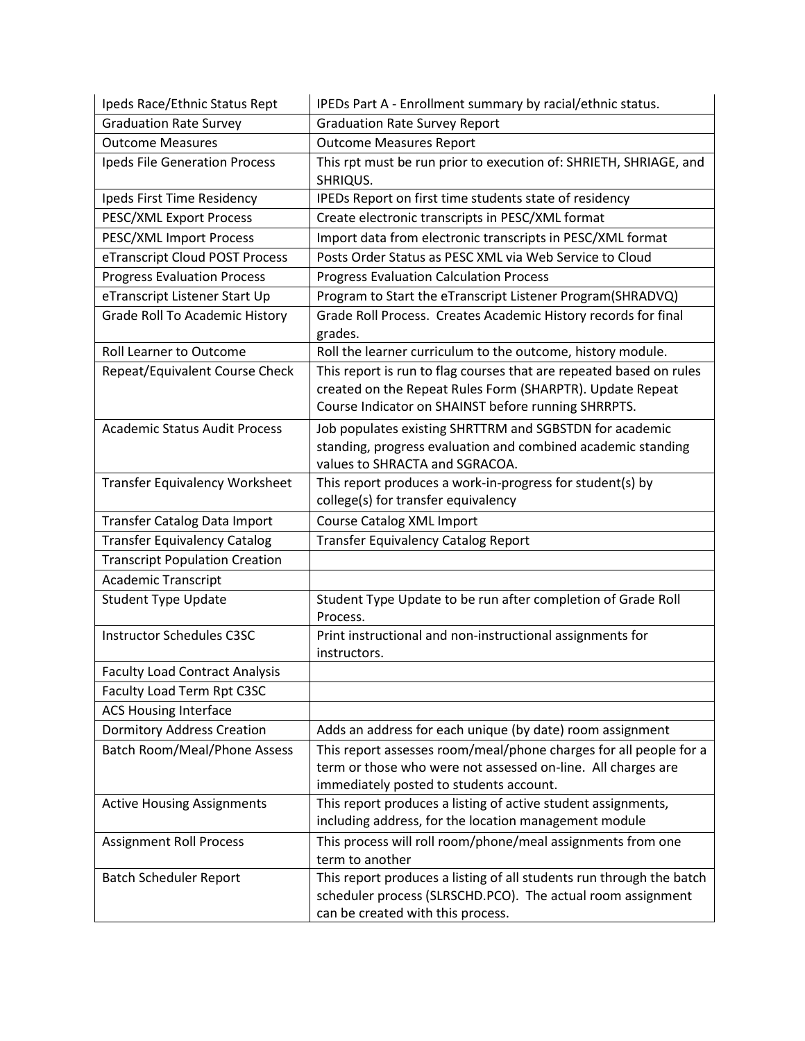| Ipeds Race/Ethnic Status Rept | IPEDs Part A - Enrollment summary by racial/ethnic status. |
|---|---|
| Graduation Rate Survey | Graduation Rate Survey Report |
| Outcome Measures | Outcome Measures Report |
| Ipeds File Generation Process | This rpt must be run prior to execution of: SHRIETH, SHRIAGE, and SHRIQUS. |
| Ipeds First Time Residency | IPEDs Report on first time students state of residency |
| PESC/XML Export Process | Create electronic transcripts in PESC/XML format |
| PESC/XML Import Process | Import data from electronic transcripts in PESC/XML format |
| eTranscript Cloud POST Process | Posts Order Status as PESC XML via Web Service to Cloud |
| Progress Evaluation Process | Progress Evaluation Calculation Process |
| eTranscript Listener Start Up | Program to Start the eTranscript Listener Program(SHRADVQ) |
| Grade Roll To Academic History | Grade Roll Process. Creates Academic History records for final grades. |
| Roll Learner to Outcome | Roll the learner curriculum to the outcome, history module. |
| Repeat/Equivalent Course Check | This report is run to flag courses that are repeated based on rules created on the Repeat Rules Form (SHARPTR). Update Repeat Course Indicator on SHAINST before running SHRRPTS. |
| Academic Status Audit Process | Job populates existing SHRTTRM and SGBSTDN for academic standing, progress evaluation and combined academic standing values to SHRACTA and SGRACOA. |
| Transfer Equivalency Worksheet | This report produces a work-in-progress for student(s) by college(s) for transfer equivalency |
| Transfer Catalog Data Import | Course Catalog XML Import |
| Transfer Equivalency Catalog | Transfer Equivalency Catalog Report |
| Transcript Population Creation | |
| Academic Transcript | |
| Student Type Update | Student Type Update to be run after completion of Grade Roll Process. |
| Instructor Schedules C3SC | Print instructional and non-instructional assignments for instructors. |
| Faculty Load Contract Analysis | |
| Faculty Load Term Rpt C3SC | |
| ACS Housing Interface | |
| Dormitory Address Creation | Adds an address for each unique (by date) room assignment |
| Batch Room/Meal/Phone Assess | This report assesses room/meal/phone charges for all people for a term or those who were not assessed on-line. All charges are immediately posted to students account. |
| Active Housing Assignments | This report produces a listing of active student assignments, including address, for the location management module |
| Assignment Roll Process | This process will roll room/phone/meal assignments from one term to another |
| Batch Scheduler Report | This report produces a listing of all students run through the batch scheduler process (SLRSCHD.PCO). The actual room assignment can be created with this process. |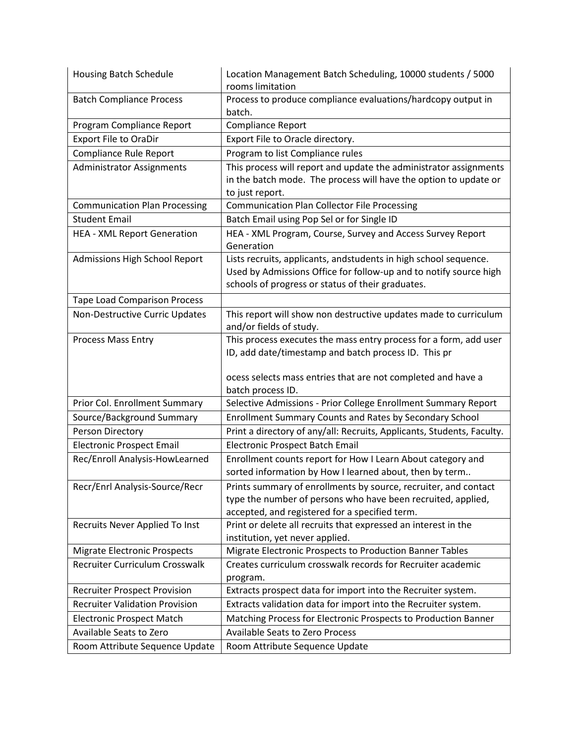| Housing Batch Schedule | Location Management Batch Scheduling, 10000 students / 5000 rooms limitation |
|---|---|
| Batch Compliance Process | Process to produce compliance evaluations/hardcopy output in batch. |
| Program Compliance Report | Compliance Report |
| Export File to OraDir | Export File to Oracle directory. |
| Compliance Rule Report | Program to list Compliance rules |
| Administrator Assignments | This process will report and update the administrator assignments in the batch mode. The process will have the option to update or to just report. |
| Communication Plan Processing | Communication Plan Collector File Processing |
| Student Email | Batch Email using Pop Sel or for Single ID |
| HEA - XML Report Generation | HEA - XML Program, Course, Survey and Access Survey Report Generation |
| Admissions High School Report | Lists recruits, applicants, andstudents in high school sequence. Used by Admissions Office for follow-up and to notify source high schools of progress or status of their graduates. |
| Tape Load Comparison Process | |
| Non-Destructive Curric Updates | This report will show non destructive updates made to curriculum and/or fields of study. |
| Process Mass Entry | This process executes the mass entry process for a form, add user ID, add date/timestamp and batch process ID. This pr<br><br>ocess selects mass entries that are not completed and have a batch process ID. |
| Prior Col. Enrollment Summary | Selective Admissions - Prior College Enrollment Summary Report |
| Source/Background Summary | Enrollment Summary Counts and Rates by Secondary School |
| Person Directory | Print a directory of any/all: Recruits, Applicants, Students, Faculty. |
| Electronic Prospect Email | Electronic Prospect Batch Email |
| Rec/Enroll Analysis-HowLearned | Enrollment counts report for How I Learn About category and sorted information by How I learned about, then by term.. |
| Recr/Enrl Analysis-Source/Recr | Prints summary of enrollments by source, recruiter, and contact type the number of persons who have been recruited, applied, accepted, and registered for a specified term. |
| Recruits Never Applied To Inst | Print or delete all recruits that expressed an interest in the institution, yet never applied. |
| Migrate Electronic Prospects | Migrate Electronic Prospects to Production Banner Tables |
| Recruiter Curriculum Crosswalk | Creates curriculum crosswalk records for Recruiter academic program. |
| Recruiter Prospect Provision | Extracts prospect data for import into the Recruiter system. |
| Recruiter Validation Provision | Extracts validation data for import into the Recruiter system. |
| Electronic Prospect Match | Matching Process for Electronic Prospects to Production Banner |
| Available Seats to Zero | Available Seats to Zero Process |
| Room Attribute Sequence Update | Room Attribute Sequence Update |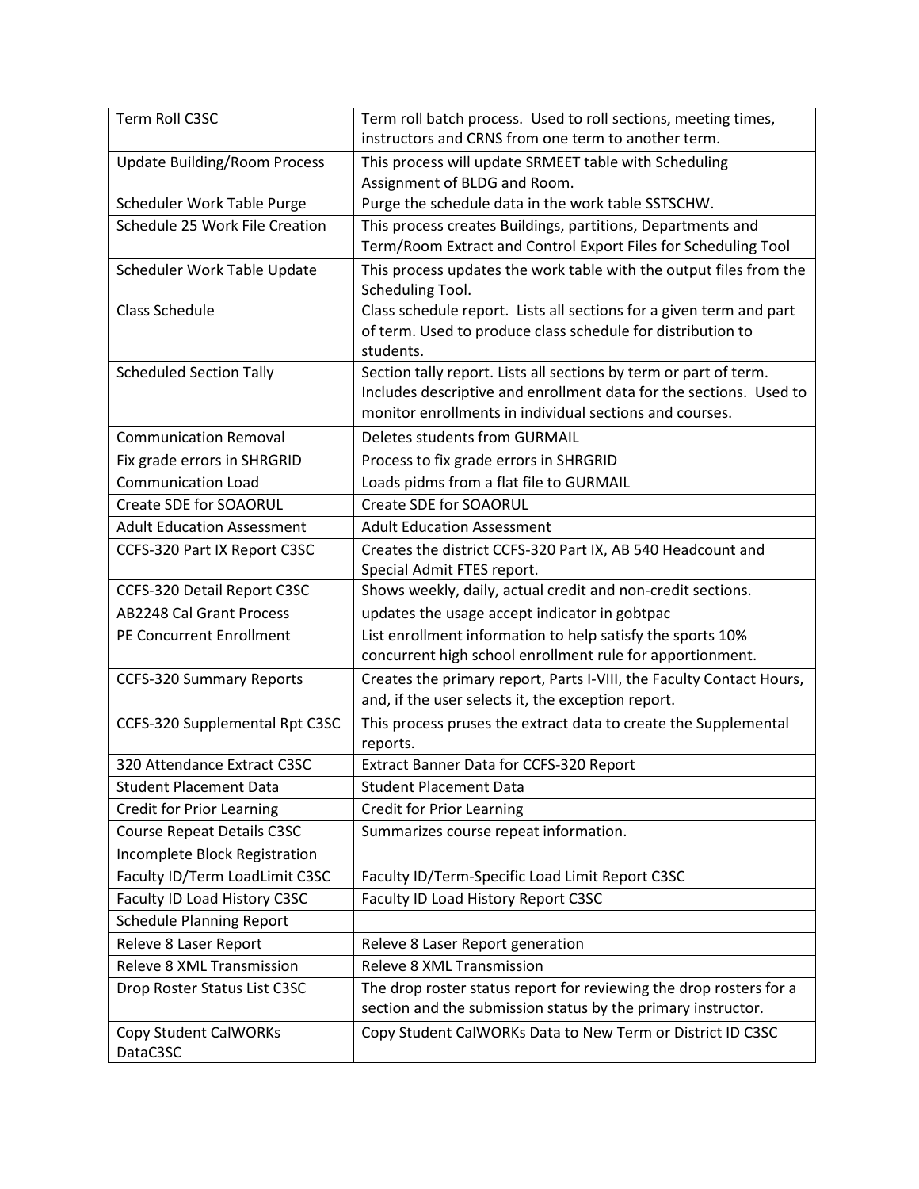| Term Roll C3SC | Term roll batch process. Used to roll sections, meeting times, instructors and CRNS from one term to another term. |
|---|---|
| Update Building/Room Process | This process will update SRMEET table with Scheduling Assignment of BLDG and Room. |
| Scheduler Work Table Purge | Purge the schedule data in the work table SSTSCHW. |
| Schedule 25 Work File Creation | This process creates Buildings, partitions, Departments and Term/Room Extract and Control Export Files for Scheduling Tool |
| Scheduler Work Table Update | This process updates the work table with the output files from the Scheduling Tool. |
| Class Schedule | Class schedule report. Lists all sections for a given term and part of term. Used to produce class schedule for distribution to students. |
| Scheduled Section Tally | Section tally report. Lists all sections by term or part of term. Includes descriptive and enrollment data for the sections. Used to monitor enrollments in individual sections and courses. |
| Communication Removal | Deletes students from GURMAIL |
| Fix grade errors in SHRGRID | Process to fix grade errors in SHRGRID |
| Communication Load | Loads pidms from a flat file to GURMAIL |
| Create SDE for SOAORUL | Create SDE for SOAORUL |
| Adult Education Assessment | Adult Education Assessment |
| CCFS-320 Part IX Report C3SC | Creates the district CCFS-320 Part IX, AB 540 Headcount and Special Admit FTES report. |
| CCFS-320 Detail Report C3SC | Shows weekly, daily, actual credit and non-credit sections. |
| AB2248 Cal Grant Process | updates the usage accept indicator in gobtpac |
| PE Concurrent Enrollment | List enrollment information to help satisfy the sports 10% concurrent high school enrollment rule for apportionment. |
| CCFS-320 Summary Reports | Creates the primary report, Parts I-VIII, the Faculty Contact Hours, and, if the user selects it, the exception report. |
| CCFS-320 Supplemental Rpt C3SC | This process pruses the extract data to create the Supplemental reports. |
| 320 Attendance Extract C3SC | Extract Banner Data for CCFS-320 Report |
| Student Placement Data | Student Placement Data |
| Credit for Prior Learning | Credit for Prior Learning |
| Course Repeat Details C3SC | Summarizes course repeat information. |
| Incomplete Block Registration | |
| Faculty ID/Term LoadLimit C3SC | Faculty ID/Term-Specific Load Limit Report C3SC |
| Faculty ID Load History C3SC | Faculty ID Load History Report C3SC |
| Schedule Planning Report | |
| Releve 8 Laser Report | Releve 8 Laser Report generation |
| Releve 8 XML Transmission | Releve 8 XML Transmission |
| Drop Roster Status List C3SC | The drop roster status report for reviewing the drop rosters for a section and the submission status by the primary instructor. |
| Copy Student CalWORKs DataC3SC | Copy Student CalWORKs Data to New Term or District ID C3SC |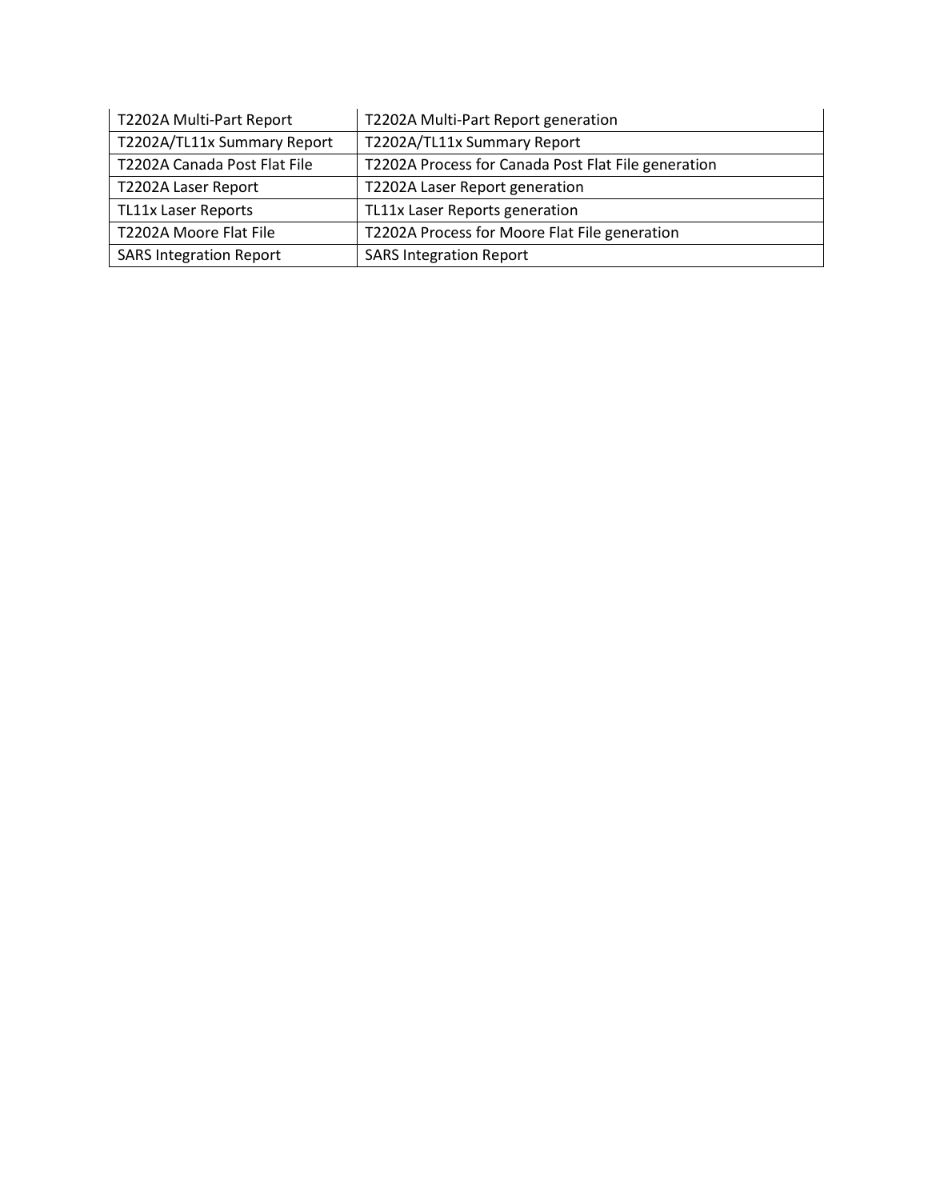| | |
|---|---|
| T2202A Multi-Part Report | T2202A Multi-Part Report generation |
| T2202A/TL11x Summary Report | T2202A/TL11x Summary Report |
| T2202A Canada Post Flat File | T2202A Process for Canada Post Flat File generation |
| T2202A Laser Report | T2202A Laser Report generation |
| TL11x Laser Reports | TL11x Laser Reports generation |
| T2202A Moore Flat File | T2202A Process for Moore Flat File generation |
| SARS Integration Report | SARS Integration Report |